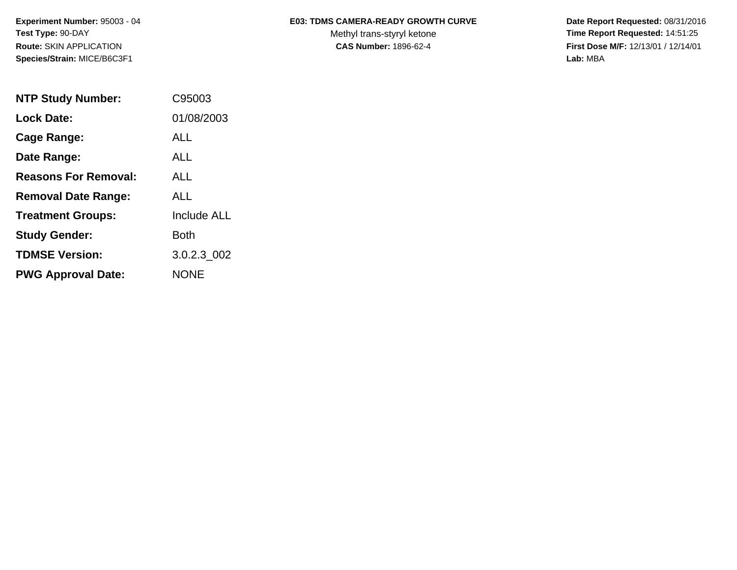**Experiment Number:** 95003 - 04
**Test Type:** 90-DAY
**Route:** SKIN APPLICATION
**Species/Strain:** MICE/B6C3F1

**E03: TDMS CAMERA-READY GROWTH CURVE**
Methyl trans-styryl ketone
**CAS Number:** 1896-62-4

**Date Report Requested:** 08/31/2016
**Time Report Requested:** 14:51:25
**First Dose M/F:** 12/13/01 / 12/14/01
**Lab:** MBA

| | |
|---|---|
| **NTP Study Number:** | C95003 |
| **Lock Date:** | 01/08/2003 |
| **Cage Range:** | ALL |
| **Date Range:** | ALL |
| **Reasons For Removal:** | ALL |
| **Removal Date Range:** | ALL |
| **Treatment Groups:** | Include ALL |
| **Study Gender:** | Both |
| **TDMSE Version:** | 3.0.2.3_002 |
| **PWG Approval Date:** | NONE |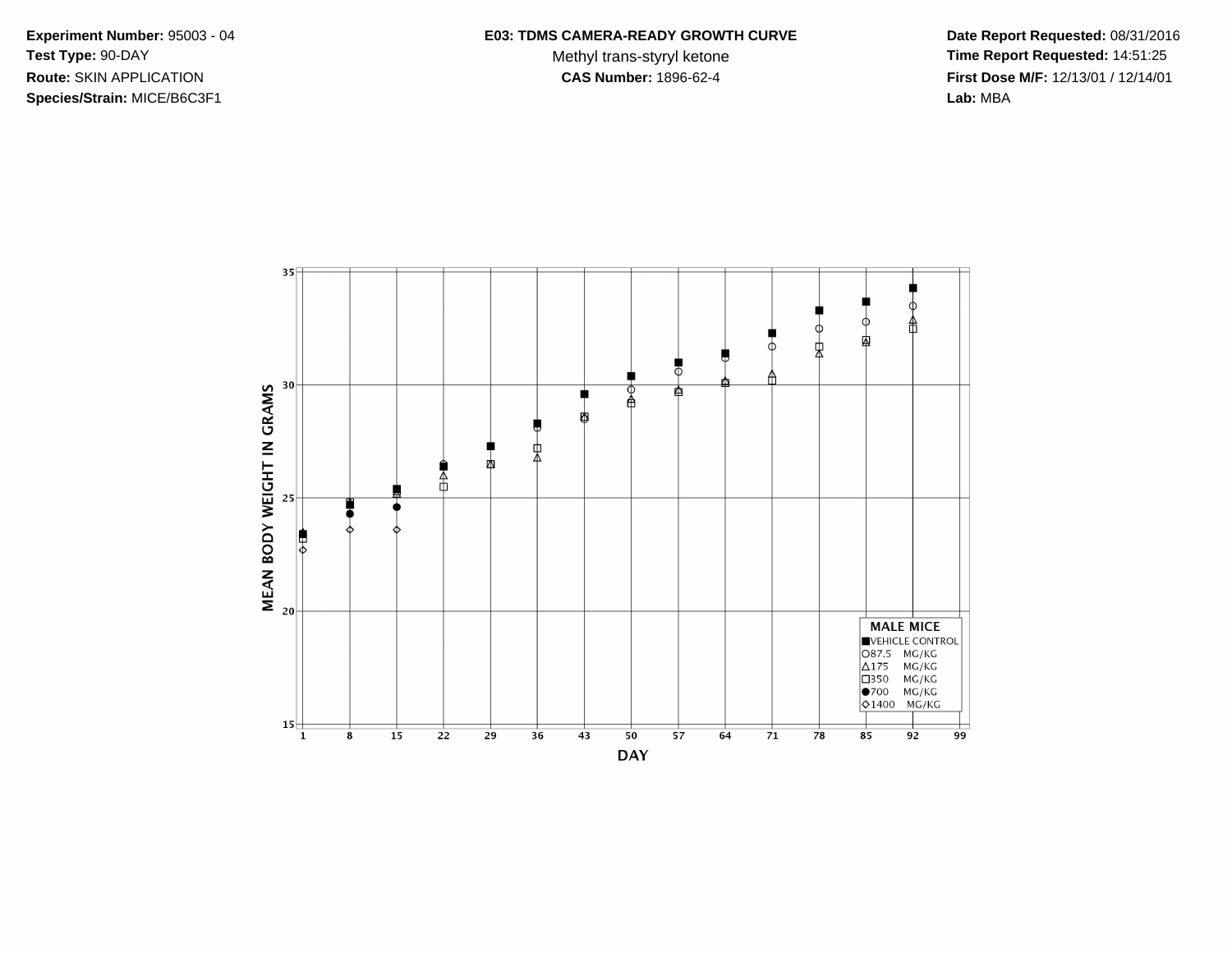**Experiment Number:** 95003 - 04
**Test Type:** 90-DAY
**Route:** SKIN APPLICATION
**Species/Strain:** MICE/B6C3F1

**E03: TDMS CAMERA-READY GROWTH CURVE**
Methyl trans-styryl ketone
**CAS Number:** 1896-62-4

**Date Report Requested:** 08/31/2016
**Time Report Requested:** 14:51:25
**First Dose M/F:** 12/13/01 / 12/14/01
**Lab:** MBA

MEAN BODY WEIGHT IN GRAMS

DAY

**MALE MICE**
- ■ VEHICLE CONTROL
- ○ 87.5 MG/KG
- △ 175 MG/KG
- □ 350 MG/KG
- ● 700 MG/KG
- ◇ 1400 MG/KG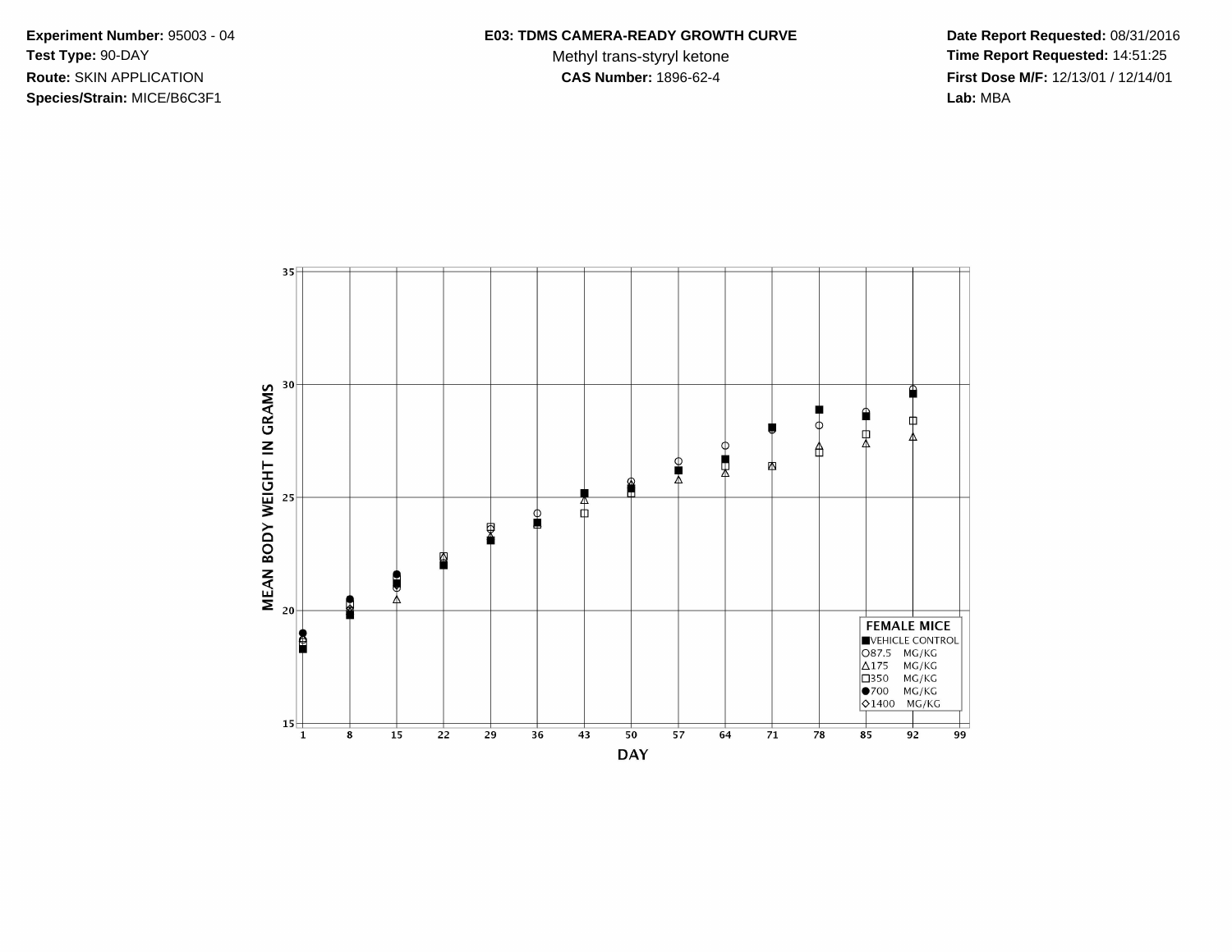**Experiment Number:** 95003 - 04
**Test Type:** 90-DAY
**Route:** SKIN APPLICATION
**Species/Strain:** MICE/B6C3F1

**E03: TDMS CAMERA-READY GROWTH CURVE**
Methyl trans-styryl ketone
**CAS Number:** 1896-62-4

**Date Report Requested:** 08/31/2016
**Time Report Requested:** 14:51:25
**First Dose M/F:** 12/13/01 / 12/14/01
**Lab:** MBA

MEAN BODY WEIGHT IN GRAMS

35
30
25
20
15

DAY

1 8 15 22 29 36 43 50 57 64 71 78 85 92 99

FEMALE MICE
■VEHICLE CONTROL
○87.5 MG/KG
△175 MG/KG
□350 MG/KG
●700 MG/KG
◇1400 MG/KG